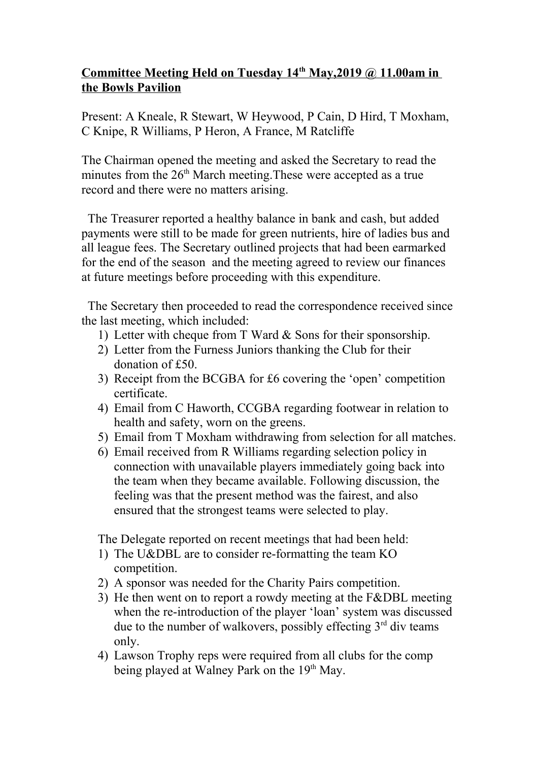**Committee Meeting Held on Tuesday 14th May,2019 @ 11.00am in the Bowls Pavilion**

Present: A Kneale, R Stewart, W Heywood, P Cain, D Hird, T Moxham, C Knipe, R Williams, P Heron, A France, M Ratcliffe

The Chairman opened the meeting and asked the Secretary to read the minutes from the 26th March meeting.These were accepted as a true record and there were no matters arising.

The Treasurer reported a healthy balance in bank and cash, but added payments were still to be made for green nutrients, hire of ladies bus and all league fees. The Secretary outlined projects that had been earmarked for the end of the season and the meeting agreed to review our finances at future meetings before proceeding with this expenditure.

The Secretary then proceeded to read the correspondence received since the last meeting, which included:

1) Letter with cheque from T Ward & Sons for their sponsorship.
2) Letter from the Furness Juniors thanking the Club for their donation of £50.
3) Receipt from the BCGBA for £6 covering the 'open' competition certificate.
4) Email from C Haworth, CCGBA regarding footwear in relation to health and safety, worn on the greens.
5) Email from T Moxham withdrawing from selection for all matches.
6) Email received from R Williams regarding selection policy in connection with unavailable players immediately going back into the team when they became available. Following discussion, the feeling was that the present method was the fairest, and also ensured that the strongest teams were selected to play.

The Delegate reported on recent meetings that had been held:

1) The U&DBL are to consider re-formatting the team KO competition.
2) A sponsor was needed for the Charity Pairs competition.
3) He then went on to report a rowdy meeting at the F&DBL meeting when the re-introduction of the player 'loan' system was discussed due to the number of walkovers, possibly effecting 3rd div teams only.
4) Lawson Trophy reps were required from all clubs for the comp being played at Walney Park on the 19th May.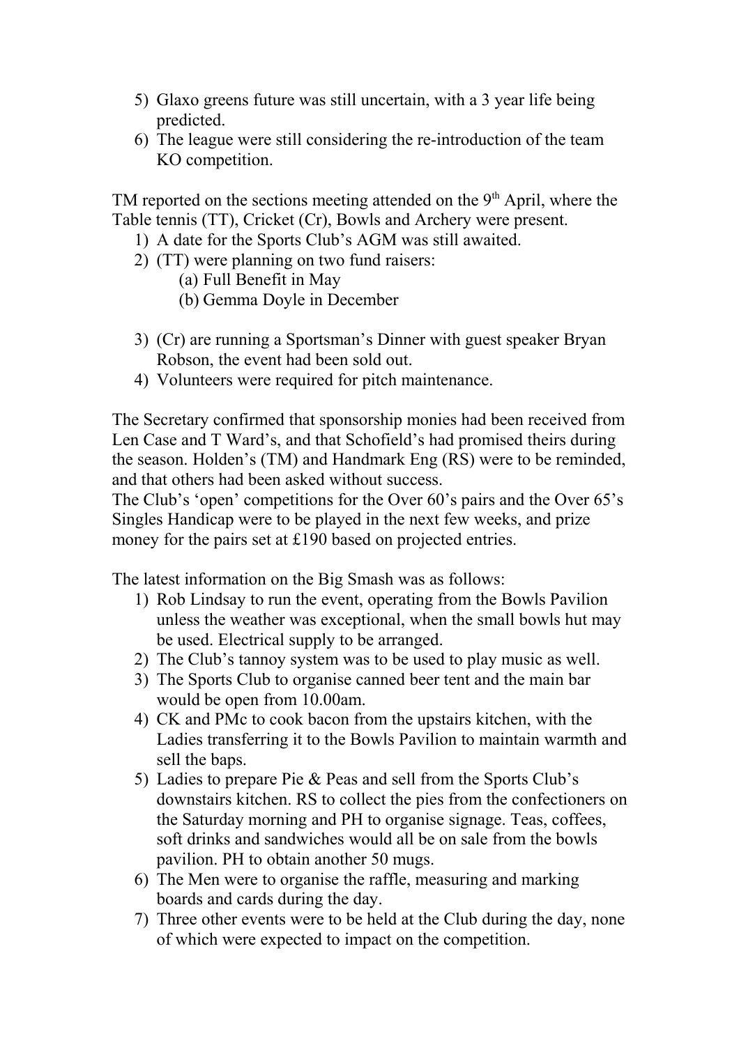5) Glaxo greens future was still uncertain, with a 3 year life being predicted.
6) The league were still considering the re-introduction of the team KO competition.

TM reported on the sections meeting attended on the 9th April, where the Table tennis (TT), Cricket (Cr), Bowls and Archery were present.

1) A date for the Sports Club's AGM was still awaited.
2) (TT) were planning on two fund raisers:
   (a) Full Benefit in May
   (b) Gemma Doyle in December

3) (Cr) are running a Sportsman's Dinner with guest speaker Bryan Robson, the event had been sold out.
4) Volunteers were required for pitch maintenance.

The Secretary confirmed that sponsorship monies had been received from Len Case and T Ward's, and that Schofield's had promised theirs during the season. Holden's (TM) and Handmark Eng (RS) were to be reminded, and that others had been asked without success.
The Club's 'open' competitions for the Over 60's pairs and the Over 65's Singles Handicap were to be played in the next few weeks, and prize money for the pairs set at £190 based on projected entries.

The latest information on the Big Smash was as follows:

1) Rob Lindsay to run the event, operating from the Bowls Pavilion unless the weather was exceptional, when the small bowls hut may be used. Electrical supply to be arranged.
2) The Club's tannoy system was to be used to play music as well.
3) The Sports Club to organise canned beer tent and the main bar would be open from 10.00am.
4) CK and PMc to cook bacon from the upstairs kitchen, with the Ladies transferring it to the Bowls Pavilion to maintain warmth and sell the baps.
5) Ladies to prepare Pie & Peas and sell from the Sports Club's downstairs kitchen. RS to collect the pies from the confectioners on the Saturday morning and PH to organise signage. Teas, coffees, soft drinks and sandwiches would all be on sale from the bowls pavilion. PH to obtain another 50 mugs.
6) The Men were to organise the raffle, measuring and marking boards and cards during the day.
7) Three other events were to be held at the Club during the day, none of which were expected to impact on the competition.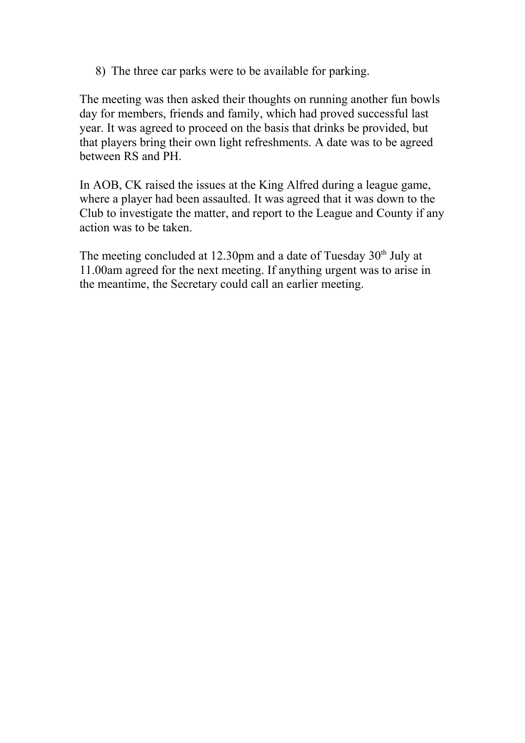8) The three car parks were to be available for parking.

The meeting was then asked their thoughts on running another fun bowls day for members, friends and family, which had proved successful last year. It was agreed to proceed on the basis that drinks be provided, but that players bring their own light refreshments. A date was to be agreed between RS and PH.

In AOB, CK raised the issues at the King Alfred during a league game, where a player had been assaulted. It was agreed that it was down to the Club to investigate the matter, and report to the League and County if any action was to be taken.

The meeting concluded at 12.30pm and a date of Tuesday 30th July at 11.00am agreed for the next meeting. If anything urgent was to arise in the meantime, the Secretary could call an earlier meeting.